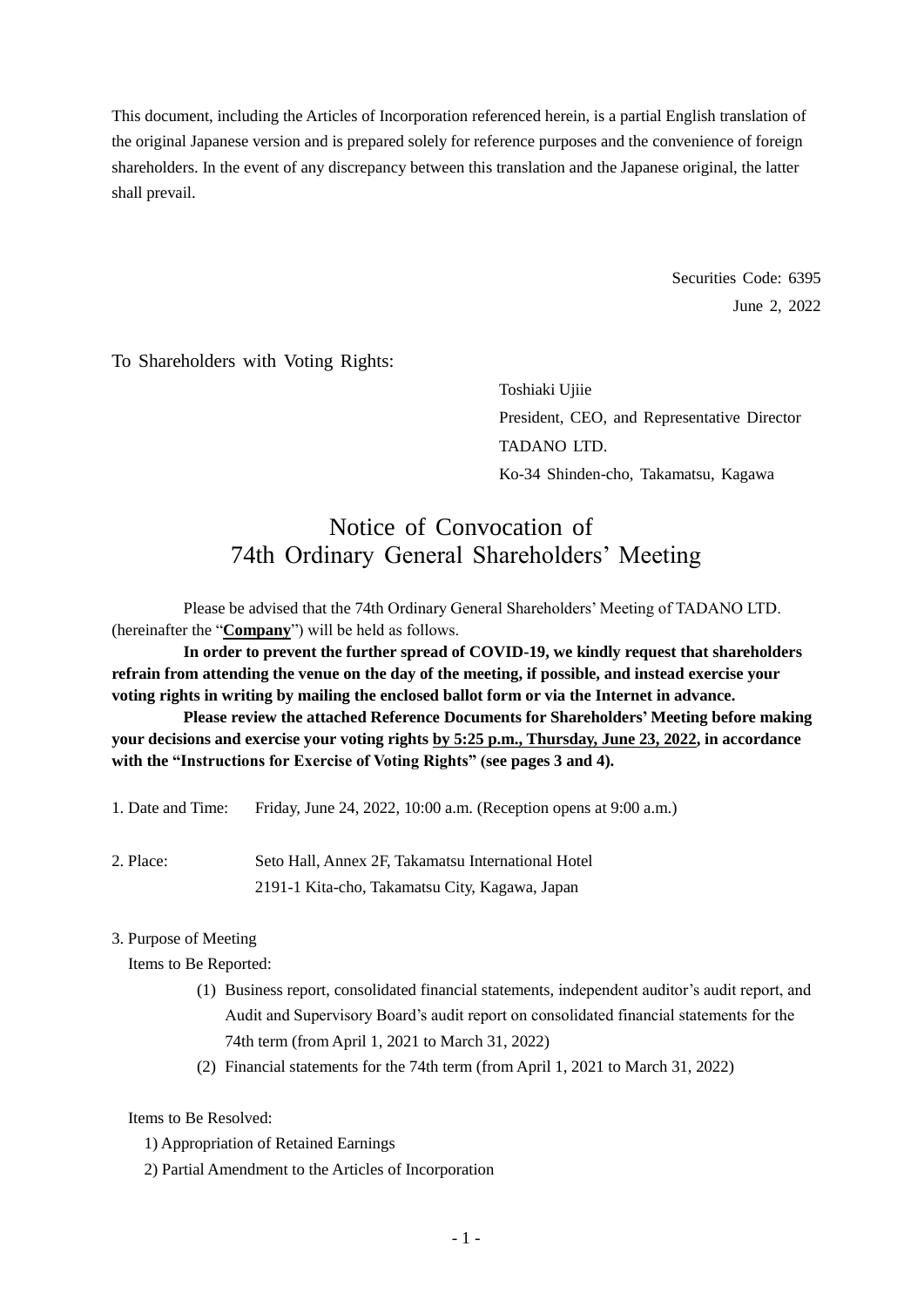This document, including the Articles of Incorporation referenced herein, is a partial English translation of the original Japanese version and is prepared solely for reference purposes and the convenience of foreign shareholders. In the event of any discrepancy between this translation and the Japanese original, the latter shall prevail.

Securities Code: 6395
June 2, 2022

To Shareholders with Voting Rights:

Toshiaki Ujiie
President, CEO, and Representative Director
TADANO LTD.
Ko-34 Shinden-cho, Takamatsu, Kagawa

# Notice of Convocation of 74th Ordinary General Shareholders' Meeting

Please be advised that the 74th Ordinary General Shareholders' Meeting of TADANO LTD. (hereinafter the "**Company**") will be held as follows.

**In order to prevent the further spread of COVID-19, we kindly request that shareholders refrain from attending the venue on the day of the meeting, if possible, and instead exercise your voting rights in writing by mailing the enclosed ballot form or via the Internet in advance.**

**Please review the attached Reference Documents for Shareholders' Meeting before making your decisions and exercise your voting rights by 5:25 p.m., Thursday, June 23, 2022, in accordance with the "Instructions for Exercise of Voting Rights" (see pages 3 and 4).**

1. Date and Time: Friday, June 24, 2022, 10:00 a.m. (Reception opens at 9:00 a.m.)

2. Place: Seto Hall, Annex 2F, Takamatsu International Hotel
2191-1 Kita-cho, Takamatsu City, Kagawa, Japan

3. Purpose of Meeting

Items to Be Reported:

(1) Business report, consolidated financial statements, independent auditor's audit report, and Audit and Supervisory Board's audit report on consolidated financial statements for the 74th term (from April 1, 2021 to March 31, 2022)

(2) Financial statements for the 74th term (from April 1, 2021 to March 31, 2022)

Items to Be Resolved:

1) Appropriation of Retained Earnings

2) Partial Amendment to the Articles of Incorporation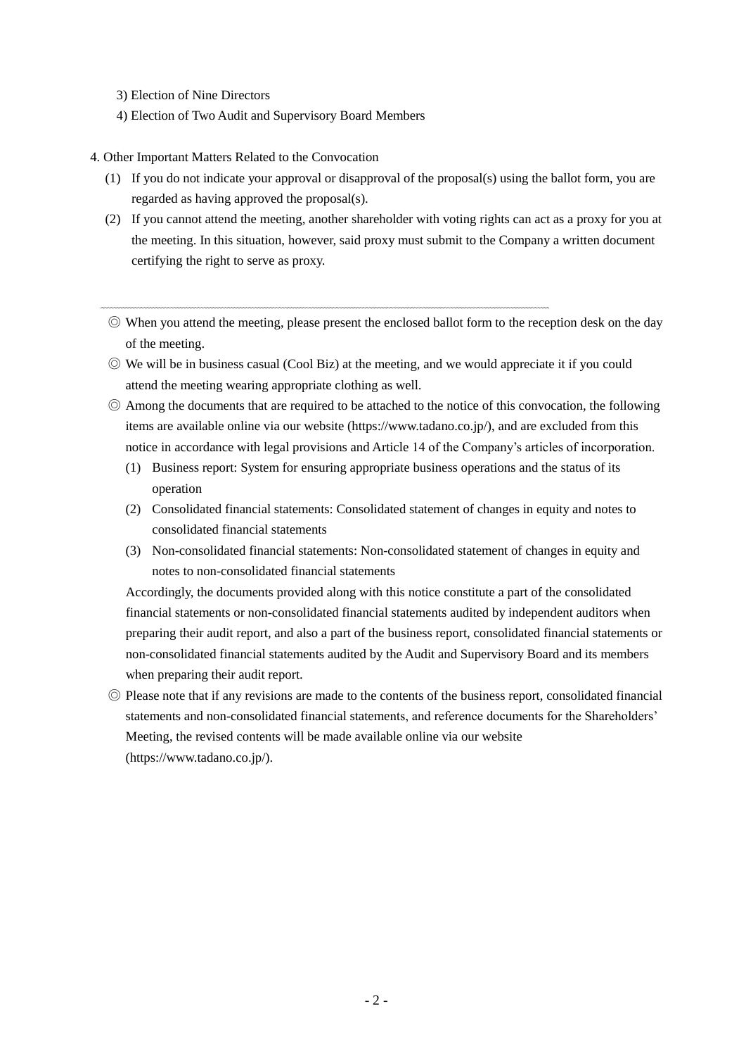3) Election of Nine Directors

4) Election of Two Audit and Supervisory Board Members

4. Other Important Matters Related to the Convocation

(1) If you do not indicate your approval or disapproval of the proposal(s) using the ballot form, you are regarded as having approved the proposal(s).

(2) If you cannot attend the meeting, another shareholder with voting rights can act as a proxy for you at the meeting. In this situation, however, said proxy must submit to the Company a written document certifying the right to serve as proxy.

---

◎ When you attend the meeting, please present the enclosed ballot form to the reception desk on the day of the meeting.

◎ We will be in business casual (Cool Biz) at the meeting, and we would appreciate it if you could attend the meeting wearing appropriate clothing as well.

◎ Among the documents that are required to be attached to the notice of this convocation, the following items are available online via our website (https://www.tadano.co.jp/), and are excluded from this notice in accordance with legal provisions and Article 14 of the Company's articles of incorporation.

(1) Business report: System for ensuring appropriate business operations and the status of its operation

(2) Consolidated financial statements: Consolidated statement of changes in equity and notes to consolidated financial statements

(3) Non-consolidated financial statements: Non-consolidated statement of changes in equity and notes to non-consolidated financial statements

Accordingly, the documents provided along with this notice constitute a part of the consolidated financial statements or non-consolidated financial statements audited by independent auditors when preparing their audit report, and also a part of the business report, consolidated financial statements or non-consolidated financial statements audited by the Audit and Supervisory Board and its members when preparing their audit report.

◎ Please note that if any revisions are made to the contents of the business report, consolidated financial statements and non-consolidated financial statements, and reference documents for the Shareholders' Meeting, the revised contents will be made available online via our website (https://www.tadano.co.jp/).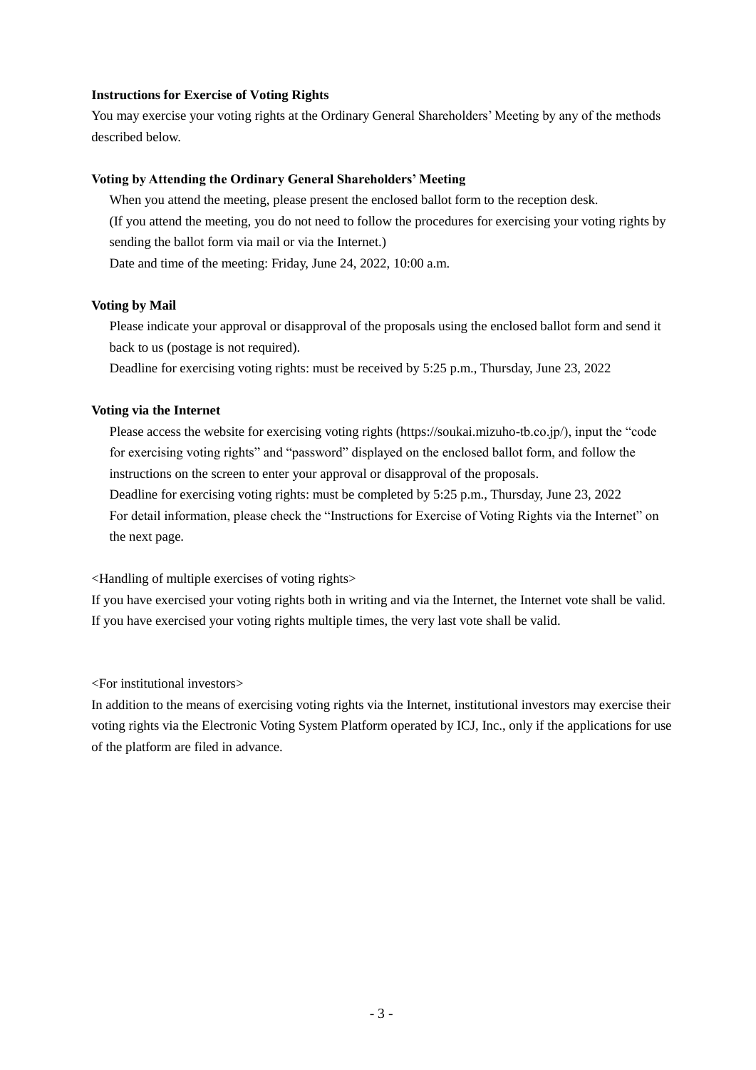## Instructions for Exercise of Voting Rights

You may exercise your voting rights at the Ordinary General Shareholders' Meeting by any of the methods described below.

### Voting by Attending the Ordinary General Shareholders' Meeting

When you attend the meeting, please present the enclosed ballot form to the reception desk.
(If you attend the meeting, you do not need to follow the procedures for exercising your voting rights by sending the ballot form via mail or via the Internet.)
Date and time of the meeting: Friday, June 24, 2022, 10:00 a.m.

### Voting by Mail

Please indicate your approval or disapproval of the proposals using the enclosed ballot form and send it back to us (postage is not required).
Deadline for exercising voting rights: must be received by 5:25 p.m., Thursday, June 23, 2022

### Voting via the Internet

Please access the website for exercising voting rights (https://soukai.mizuho-tb.co.jp/), input the "code for exercising voting rights" and "password" displayed on the enclosed ballot form, and follow the instructions on the screen to enter your approval or disapproval of the proposals.
Deadline for exercising voting rights: must be completed by 5:25 p.m., Thursday, June 23, 2022
For detail information, please check the "Instructions for Exercise of Voting Rights via the Internet" on the next page.

<Handling of multiple exercises of voting rights>

If you have exercised your voting rights both in writing and via the Internet, the Internet vote shall be valid. If you have exercised your voting rights multiple times, the very last vote shall be valid.

<For institutional investors>

In addition to the means of exercising voting rights via the Internet, institutional investors may exercise their voting rights via the Electronic Voting System Platform operated by ICJ, Inc., only if the applications for use of the platform are filed in advance.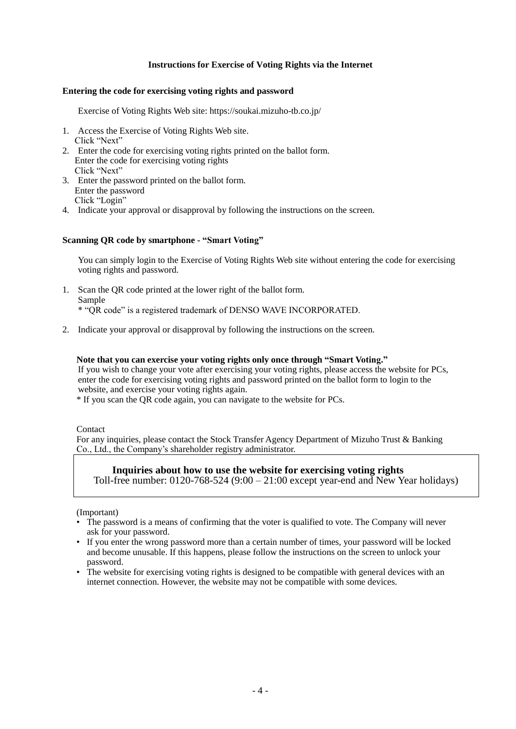## Instructions for Exercise of Voting Rights via the Internet

**Entering the code for exercising voting rights and password**

Exercise of Voting Rights Web site: https://soukai.mizuho-tb.co.jp/

1. Access the Exercise of Voting Rights Web site.
   Click "Next"
2. Enter the code for exercising voting rights printed on the ballot form.
   Enter the code for exercising voting rights
   Click "Next"
3. Enter the password printed on the ballot form.
   Enter the password
   Click "Login"
4. Indicate your approval or disapproval by following the instructions on the screen.

**Scanning QR code by smartphone - "Smart Voting"**

You can simply login to the Exercise of Voting Rights Web site without entering the code for exercising voting rights and password.

1. Scan the QR code printed at the lower right of the ballot form.
   Sample
   * "QR code" is a registered trademark of DENSO WAVE INCORPORATED.
2. Indicate your approval or disapproval by following the instructions on the screen.

**Note that you can exercise your voting rights only once through "Smart Voting."**
If you wish to change your vote after exercising your voting rights, please access the website for PCs, enter the code for exercising voting rights and password printed on the ballot form to login to the website, and exercise your voting rights again.
* If you scan the QR code again, you can navigate to the website for PCs.

Contact
For any inquiries, please contact the Stock Transfer Agency Department of Mizuho Trust & Banking Co., Ltd., the Company's shareholder registry administrator.

**Inquiries about how to use the website for exercising voting rights**
Toll-free number: 0120-768-524 (9:00 – 21:00 except year-end and New Year holidays)

(Important)

- The password is a means of confirming that the voter is qualified to vote. The Company will never ask for your password.
- If you enter the wrong password more than a certain number of times, your password will be locked and become unusable. If this happens, please follow the instructions on the screen to unlock your password.
- The website for exercising voting rights is designed to be compatible with general devices with an internet connection. However, the website may not be compatible with some devices.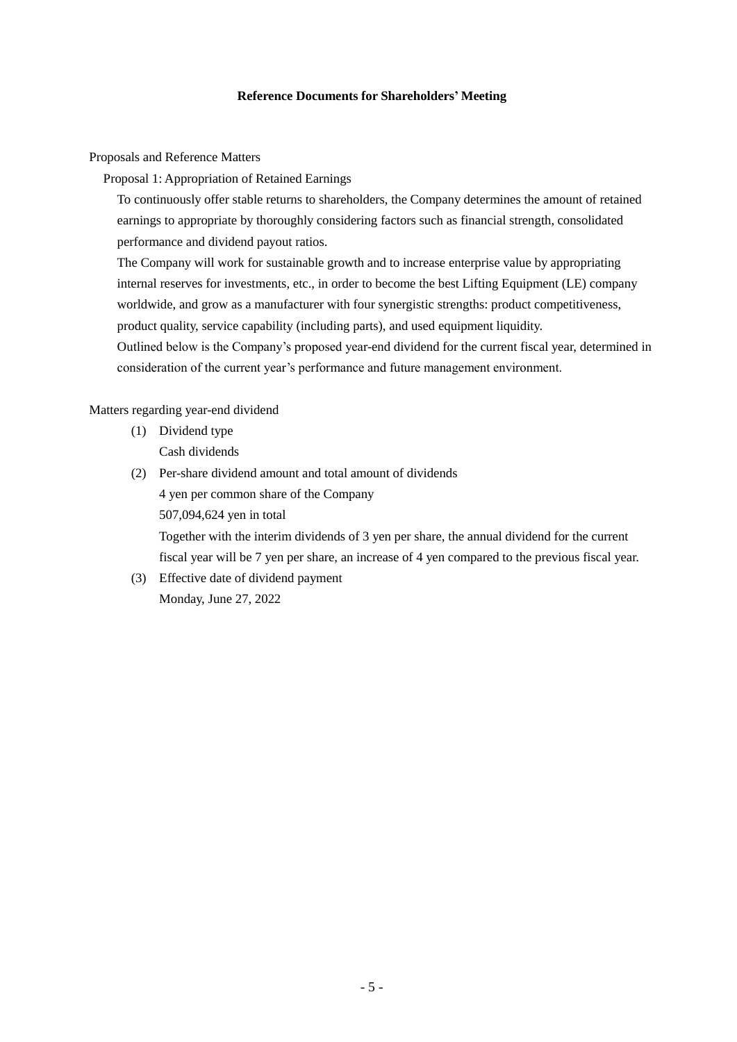## Reference Documents for Shareholders' Meeting

Proposals and Reference Matters

Proposal 1: Appropriation of Retained Earnings

To continuously offer stable returns to shareholders, the Company determines the amount of retained earnings to appropriate by thoroughly considering factors such as financial strength, consolidated performance and dividend payout ratios.

The Company will work for sustainable growth and to increase enterprise value by appropriating internal reserves for investments, etc., in order to become the best Lifting Equipment (LE) company worldwide, and grow as a manufacturer with four synergistic strengths: product competitiveness, product quality, service capability (including parts), and used equipment liquidity.

Outlined below is the Company's proposed year-end dividend for the current fiscal year, determined in consideration of the current year's performance and future management environment.

Matters regarding year-end dividend

(1) Dividend type

Cash dividends

(2) Per-share dividend amount and total amount of dividends

4 yen per common share of the Company

507,094,624 yen in total

Together with the interim dividends of 3 yen per share, the annual dividend for the current fiscal year will be 7 yen per share, an increase of 4 yen compared to the previous fiscal year.

(3) Effective date of dividend payment

Monday, June 27, 2022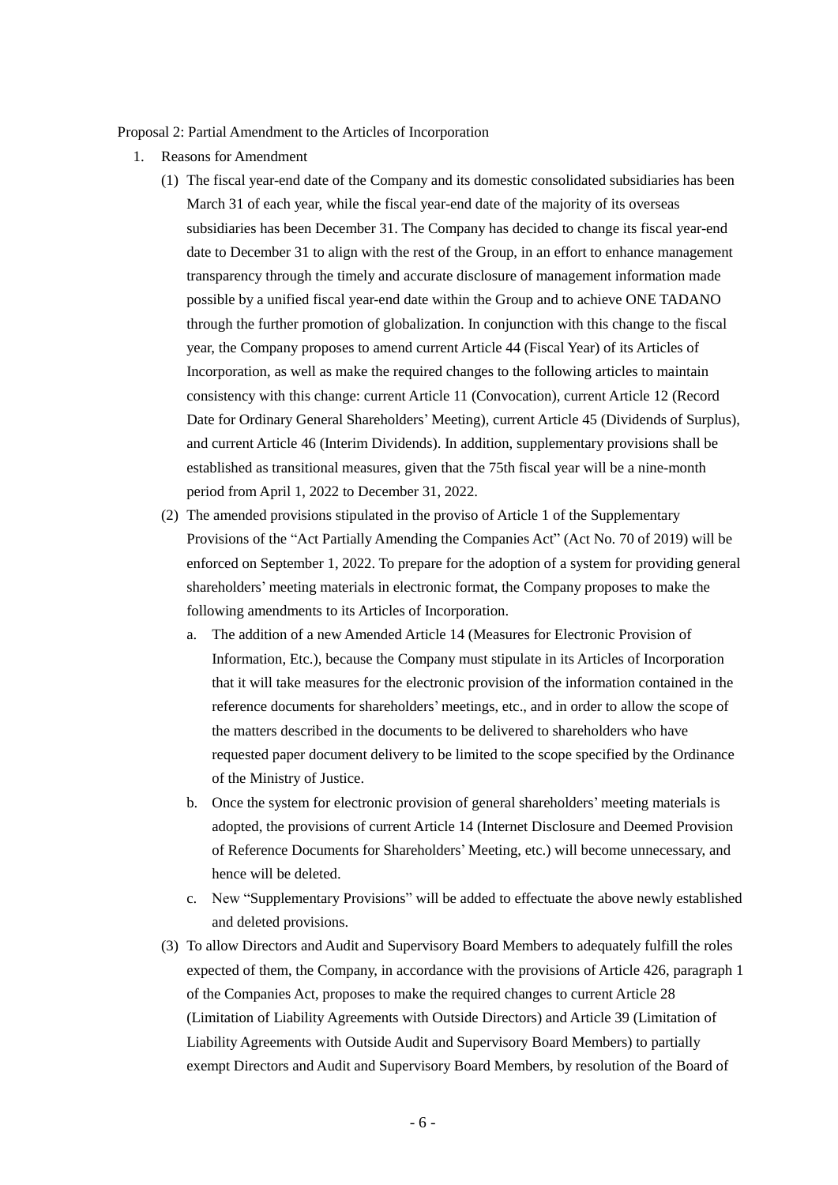Proposal 2: Partial Amendment to the Articles of Incorporation

1. Reasons for Amendment
   (1) The fiscal year-end date of the Company and its domestic consolidated subsidiaries has been March 31 of each year, while the fiscal year-end date of the majority of its overseas subsidiaries has been December 31. The Company has decided to change its fiscal year-end date to December 31 to align with the rest of the Group, in an effort to enhance management transparency through the timely and accurate disclosure of management information made possible by a unified fiscal year-end date within the Group and to achieve ONE TADANO through the further promotion of globalization. In conjunction with this change to the fiscal year, the Company proposes to amend current Article 44 (Fiscal Year) of its Articles of Incorporation, as well as make the required changes to the following articles to maintain consistency with this change: current Article 11 (Convocation), current Article 12 (Record Date for Ordinary General Shareholders' Meeting), current Article 45 (Dividends of Surplus), and current Article 46 (Interim Dividends). In addition, supplementary provisions shall be established as transitional measures, given that the 75th fiscal year will be a nine-month period from April 1, 2022 to December 31, 2022.
   (2) The amended provisions stipulated in the proviso of Article 1 of the Supplementary Provisions of the "Act Partially Amending the Companies Act" (Act No. 70 of 2019) will be enforced on September 1, 2022. To prepare for the adoption of a system for providing general shareholders' meeting materials in electronic format, the Company proposes to make the following amendments to its Articles of Incorporation.
      a. The addition of a new Amended Article 14 (Measures for Electronic Provision of Information, Etc.), because the Company must stipulate in its Articles of Incorporation that it will take measures for the electronic provision of the information contained in the reference documents for shareholders' meetings, etc., and in order to allow the scope of the matters described in the documents to be delivered to shareholders who have requested paper document delivery to be limited to the scope specified by the Ordinance of the Ministry of Justice.
      b. Once the system for electronic provision of general shareholders' meeting materials is adopted, the provisions of current Article 14 (Internet Disclosure and Deemed Provision of Reference Documents for Shareholders' Meeting, etc.) will become unnecessary, and hence will be deleted.
      c. New "Supplementary Provisions" will be added to effectuate the above newly established and deleted provisions.
   (3) To allow Directors and Audit and Supervisory Board Members to adequately fulfill the roles expected of them, the Company, in accordance with the provisions of Article 426, paragraph 1 of the Companies Act, proposes to make the required changes to current Article 28 (Limitation of Liability Agreements with Outside Directors) and Article 39 (Limitation of Liability Agreements with Outside Audit and Supervisory Board Members) to partially exempt Directors and Audit and Supervisory Board Members, by resolution of the Board of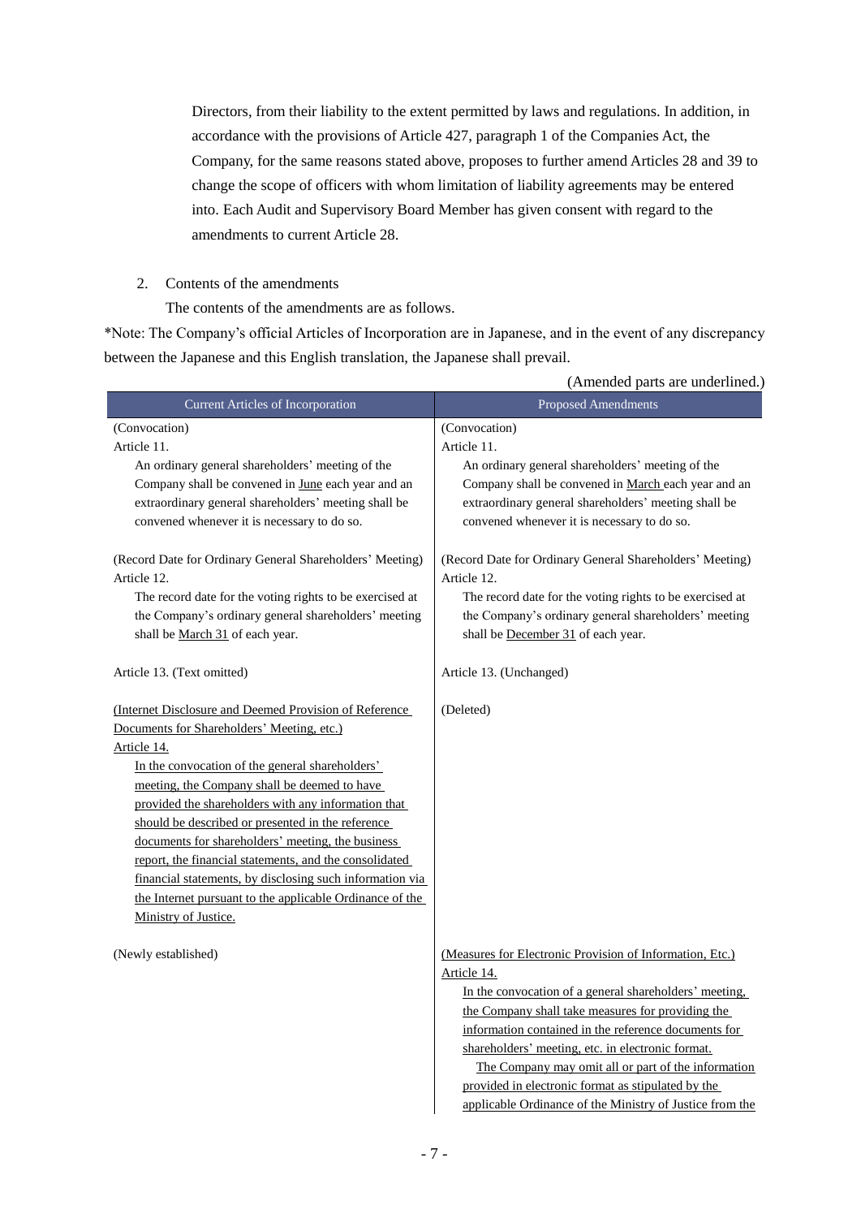Directors, from their liability to the extent permitted by laws and regulations. In addition, in accordance with the provisions of Article 427, paragraph 1 of the Companies Act, the Company, for the same reasons stated above, proposes to further amend Articles 28 and 39 to change the scope of officers with whom limitation of liability agreements may be entered into. Each Audit and Supervisory Board Member has given consent with regard to the amendments to current Article 28.

2. Contents of the amendments

The contents of the amendments are as follows.

*Note: The Company's official Articles of Incorporation are in Japanese, and in the event of any discrepancy between the Japanese and this English translation, the Japanese shall prevail.

(Amended parts are underlined.)

| Current Articles of Incorporation | Proposed Amendments |
|---|---|
| (Convocation)<br>Article 11.<br>An ordinary general shareholders' meeting of the Company shall be convened in <u>June</u> each year and an extraordinary general shareholders' meeting shall be convened whenever it is necessary to do so. | (Convocation)<br>Article 11.<br>An ordinary general shareholders' meeting of the Company shall be convened in <u>March</u> each year and an extraordinary general shareholders' meeting shall be convened whenever it is necessary to do so. |
| (Record Date for Ordinary General Shareholders' Meeting)<br>Article 12.<br>The record date for the voting rights to be exercised at the Company's ordinary general shareholders' meeting shall be <u>March 31</u> of each year. | (Record Date for Ordinary General Shareholders' Meeting)<br>Article 12.<br>The record date for the voting rights to be exercised at the Company's ordinary general shareholders' meeting shall be <u>December 31</u> of each year. |
| Article 13. (Text omitted) | Article 13. (Unchanged) |
| <u>(Internet Disclosure and Deemed Provision of Reference Documents for Shareholders' Meeting, etc.)</u><br><u>Article 14.</u><br><u>In the convocation of the general shareholders' meeting, the Company shall be deemed to have provided the shareholders with any information that should be described or presented in the reference documents for shareholders' meeting, the business report, the financial statements, and the consolidated financial statements, by disclosing such information via the Internet pursuant to the applicable Ordinance of the Ministry of Justice.</u> | (Deleted) |
| (Newly established) | <u>(Measures for Electronic Provision of Information, Etc.)</u><br><u>Article 14.</u><br><u>In the convocation of a general shareholders' meeting, the Company shall take measures for providing the information contained in the reference documents for shareholders' meeting, etc. in electronic format.</u><br><u>The Company may omit all or part of the information provided in electronic format as stipulated by the applicable Ordinance of the Ministry of Justice from the</u> |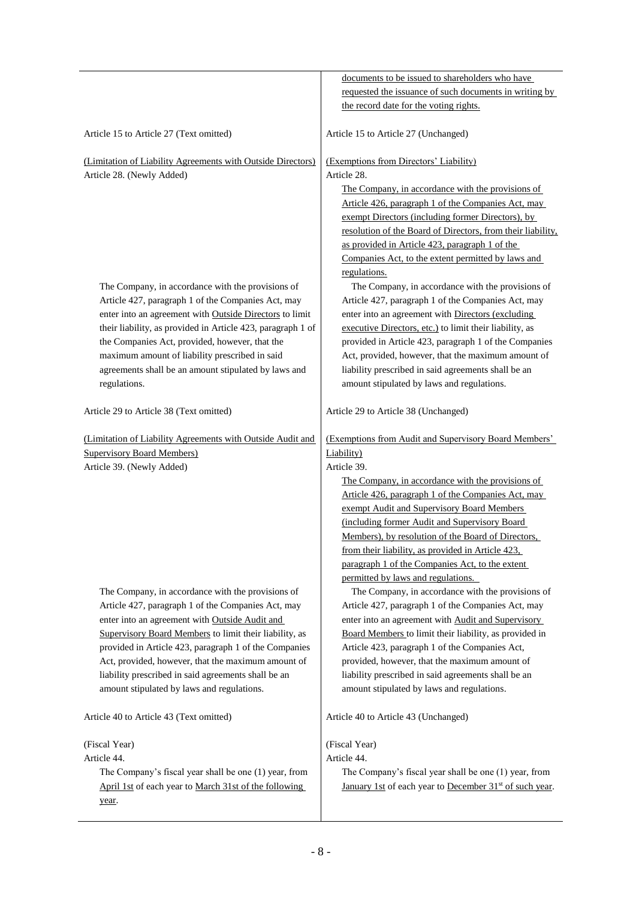| | |
|---|---|
| | documents to be issued to shareholders who have requested the issuance of such documents in writing by the record date for the voting rights. |
| Article 15 to Article 27 (Text omitted) | Article 15 to Article 27 (Unchanged) |
| (Limitation of Liability Agreements with Outside Directors)<br>Article 28. (Newly Added) | (Exemptions from Directors' Liability)<br>Article 28.<br>The Company, in accordance with the provisions of Article 426, paragraph 1 of the Companies Act, may exempt Directors (including former Directors), by resolution of the Board of Directors, from their liability, as provided in Article 423, paragraph 1 of the Companies Act, to the extent permitted by laws and regulations. |
| The Company, in accordance with the provisions of Article 427, paragraph 1 of the Companies Act, may enter into an agreement with Outside Directors to limit their liability, as provided in Article 423, paragraph 1 of the Companies Act, provided, however, that the maximum amount of liability prescribed in said agreements shall be an amount stipulated by laws and regulations. | The Company, in accordance with the provisions of Article 427, paragraph 1 of the Companies Act, may enter into an agreement with Directors (excluding executive Directors, etc.) to limit their liability, as provided in Article 423, paragraph 1 of the Companies Act, provided, however, that the maximum amount of liability prescribed in said agreements shall be an amount stipulated by laws and regulations. |
| Article 29 to Article 38 (Text omitted) | Article 29 to Article 38 (Unchanged) |
| (Limitation of Liability Agreements with Outside Audit and Supervisory Board Members)<br>Article 39. (Newly Added) | (Exemptions from Audit and Supervisory Board Members' Liability)<br>Article 39.<br>The Company, in accordance with the provisions of Article 426, paragraph 1 of the Companies Act, may exempt Audit and Supervisory Board Members (including former Audit and Supervisory Board Members), by resolution of the Board of Directors, from their liability, as provided in Article 423, paragraph 1 of the Companies Act, to the extent permitted by laws and regulations. |
| The Company, in accordance with the provisions of Article 427, paragraph 1 of the Companies Act, may enter into an agreement with Outside Audit and Supervisory Board Members to limit their liability, as provided in Article 423, paragraph 1 of the Companies Act, provided, however, that the maximum amount of liability prescribed in said agreements shall be an amount stipulated by laws and regulations. | The Company, in accordance with the provisions of Article 427, paragraph 1 of the Companies Act, may enter into an agreement with Audit and Supervisory Board Members to limit their liability, as provided in Article 423, paragraph 1 of the Companies Act, provided, however, that the maximum amount of liability prescribed in said agreements shall be an amount stipulated by laws and regulations. |
| Article 40 to Article 43 (Text omitted) | Article 40 to Article 43 (Unchanged) |
| (Fiscal Year)<br>Article 44.<br>The Company's fiscal year shall be one (1) year, from April 1st of each year to March 31st of the following year. | (Fiscal Year)<br>Article 44.<br>The Company's fiscal year shall be one (1) year, from January 1st of each year to December 31st of such year. |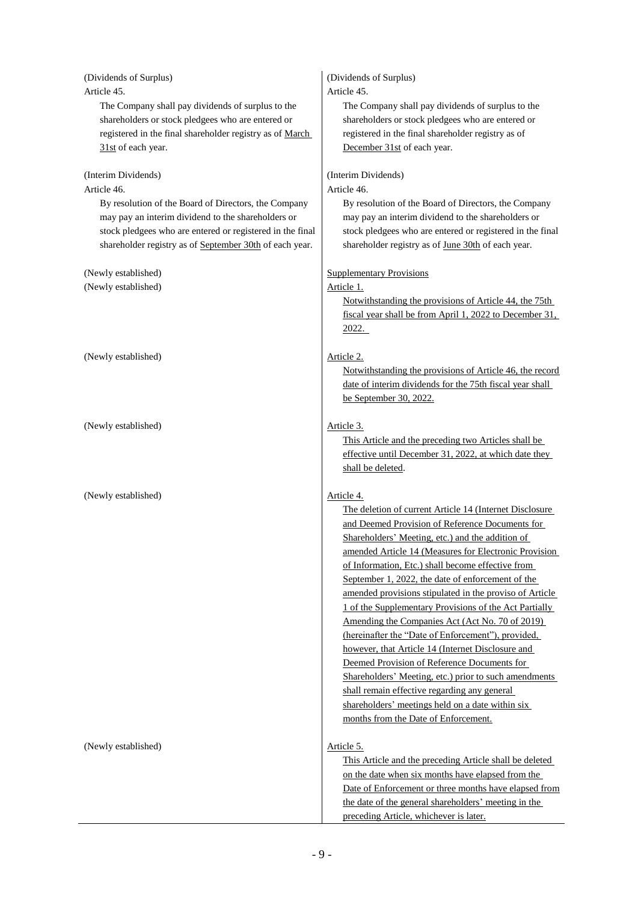| Current | Proposed |
|---|---|
| (Dividends of Surplus)<br>Article 45.<br>The Company shall pay dividends of surplus to the shareholders or stock pledgees who are entered or registered in the final shareholder registry as of March 31st of each year. | (Dividends of Surplus)<br>Article 45.<br>The Company shall pay dividends of surplus to the shareholders or stock pledgees who are entered or registered in the final shareholder registry as of December 31st of each year. |
| (Interim Dividends)<br>Article 46.<br>By resolution of the Board of Directors, the Company may pay an interim dividend to the shareholders or stock pledgees who are entered or registered in the final shareholder registry as of September 30th of each year. | (Interim Dividends)<br>Article 46.<br>By resolution of the Board of Directors, the Company may pay an interim dividend to the shareholders or stock pledgees who are entered or registered in the final shareholder registry as of June 30th of each year. |
| (Newly established)<br>(Newly established) | Supplementary Provisions<br>Article 1.<br>Notwithstanding the provisions of Article 44, the 75th fiscal year shall be from April 1, 2022 to December 31, 2022. |
| (Newly established) | Article 2.<br>Notwithstanding the provisions of Article 46, the record date of interim dividends for the 75th fiscal year shall be September 30, 2022. |
| (Newly established) | Article 3.<br>This Article and the preceding two Articles shall be effective until December 31, 2022, at which date they shall be deleted. |
| (Newly established) | Article 4.<br>The deletion of current Article 14 (Internet Disclosure and Deemed Provision of Reference Documents for Shareholders' Meeting, etc.) and the addition of amended Article 14 (Measures for Electronic Provision of Information, Etc.) shall become effective from September 1, 2022, the date of enforcement of the amended provisions stipulated in the proviso of Article 1 of the Supplementary Provisions of the Act Partially Amending the Companies Act (Act No. 70 of 2019) (hereinafter the "Date of Enforcement"), provided, however, that Article 14 (Internet Disclosure and Deemed Provision of Reference Documents for Shareholders' Meeting, etc.) prior to such amendments shall remain effective regarding any general shareholders' meetings held on a date within six months from the Date of Enforcement. |
| (Newly established) | Article 5.<br>This Article and the preceding Article shall be deleted on the date when six months have elapsed from the Date of Enforcement or three months have elapsed from the date of the general shareholders' meeting in the preceding Article, whichever is later. |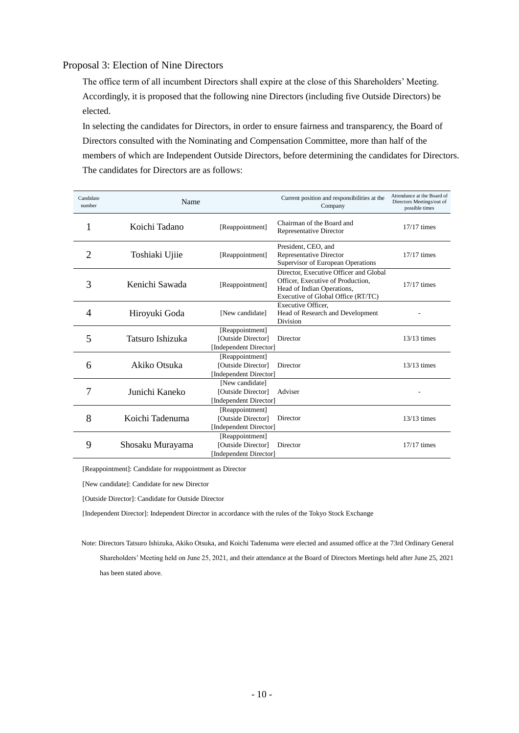## Proposal 3: Election of Nine Directors

The office term of all incumbent Directors shall expire at the close of this Shareholders' Meeting. Accordingly, it is proposed that the following nine Directors (including five Outside Directors) be elected.

In selecting the candidates for Directors, in order to ensure fairness and transparency, the Board of Directors consulted with the Nominating and Compensation Committee, more than half of the members of which are Independent Outside Directors, before determining the candidates for Directors. The candidates for Directors are as follows:

| Candidate number | Name | | Current position and responsibilities at the Company | Attendance at the Board of Directors Meetings/out of possible times |
|---|---|---|---|---|
| 1 | Koichi Tadano | [Reappointment] | Chairman of the Board and Representative Director | 17/17 times |
| 2 | Toshiaki Ujiie | [Reappointment] | President, CEO, and Representative Director Supervisor of European Operations | 17/17 times |
| 3 | Kenichi Sawada | [Reappointment] | Director, Executive Officer and Global Officer, Executive of Production, Head of Indian Operations, Executive of Global Office (RT/TC) | 17/17 times |
| 4 | Hiroyuki Goda | [New candidate] | Executive Officer, Head of Research and Development Division | - |
| 5 | Tatsuro Ishizuka | [Reappointment] [Outside Director] [Independent Director] | Director | 13/13 times |
| 6 | Akiko Otsuka | [Reappointment] [Outside Director] [Independent Director] | Director | 13/13 times |
| 7 | Junichi Kaneko | [New candidate] [Outside Director] [Independent Director] | Adviser | - |
| 8 | Koichi Tadenuma | [Reappointment] [Outside Director] [Independent Director] | Director | 13/13 times |
| 9 | Shosaku Murayama | [Reappointment] [Outside Director] [Independent Director] | Director | 17/17 times |

[Reappointment]: Candidate for reappointment as Director

[New candidate]: Candidate for new Director

[Outside Director]: Candidate for Outside Director

[Independent Director]: Independent Director in accordance with the rules of the Tokyo Stock Exchange

Note: Directors Tatsuro Ishizuka, Akiko Otsuka, and Koichi Tadenuma were elected and assumed office at the 73rd Ordinary General Shareholders' Meeting held on June 25, 2021, and their attendance at the Board of Directors Meetings held after June 25, 2021 has been stated above.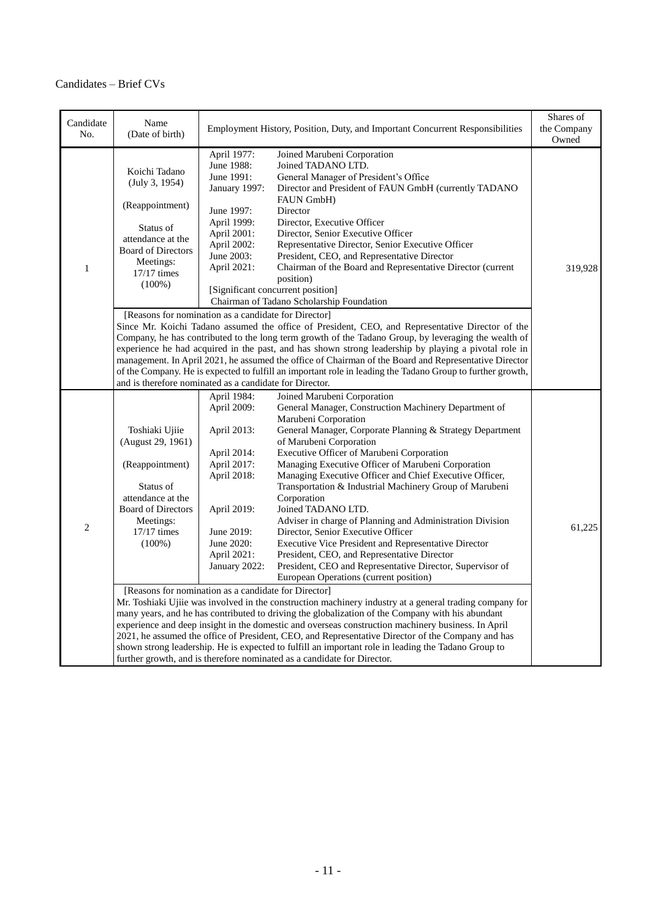Candidates – Brief CVs

| Candidate No. | Name (Date of birth) | Employment History, Position, Duty, and Important Concurrent Responsibilities | Shares of the Company Owned |
|---|---|---|---|
| 1 | Koichi Tadano (July 3, 1954)<br><br>(Reappointment)<br><br>Status of attendance at the Board of Directors Meetings: 17/17 times (100%) | April 1977: Joined Marubeni Corporation<br>June 1988: Joined TADANO LTD.<br>June 1991: General Manager of President's Office<br>January 1997: Director and President of FAUN GmbH (currently TADANO FAUN GmbH)<br>June 1997: Director<br>April 1999: Director, Executive Officer<br>April 2001: Director, Senior Executive Officer<br>April 2002: Representative Director, Senior Executive Officer<br>June 2003: President, CEO, and Representative Director<br>April 2021: Chairman of the Board and Representative Director (current position)<br>[Significant concurrent position]<br>Chairman of Tadano Scholarship Foundation | 319,928 |
| | [Reasons for nomination as a candidate for Director]<br>Since Mr. Koichi Tadano assumed the office of President, CEO, and Representative Director of the Company, he has contributed to the long term growth of the Tadano Group, by leveraging the wealth of experience he had acquired in the past, and has shown strong leadership by playing a pivotal role in management. In April 2021, he assumed the office of Chairman of the Board and Representative Director of the Company. He is expected to fulfill an important role in leading the Tadano Group to further growth, and is therefore nominated as a candidate for Director. | | |
| 2 | Toshiaki Ujiie (August 29, 1961)<br><br>(Reappointment)<br><br>Status of attendance at the Board of Directors Meetings: 17/17 times (100%) | April 1984: Joined Marubeni Corporation<br>April 2009: General Manager, Construction Machinery Department of Marubeni Corporation<br>April 2013: General Manager, Corporate Planning & Strategy Department of Marubeni Corporation<br>April 2014: Executive Officer of Marubeni Corporation<br>April 2017: Managing Executive Officer of Marubeni Corporation<br>April 2018: Managing Executive Officer and Chief Executive Officer, Transportation & Industrial Machinery Group of Marubeni Corporation<br>April 2019: Joined TADANO LTD. Adviser in charge of Planning and Administration Division<br>June 2019: Director, Senior Executive Officer<br>June 2020: Executive Vice President and Representative Director<br>April 2021: President, CEO, and Representative Director<br>January 2022: President, CEO and Representative Director, Supervisor of European Operations (current position) | 61,225 |
| | [Reasons for nomination as a candidate for Director]<br>Mr. Toshiaki Ujiie was involved in the construction machinery industry at a general trading company for many years, and he has contributed to driving the globalization of the Company with his abundant experience and deep insight in the domestic and overseas construction machinery business. In April 2021, he assumed the office of President, CEO, and Representative Director of the Company and has shown strong leadership. He is expected to fulfill an important role in leading the Tadano Group to further growth, and is therefore nominated as a candidate for Director. | | |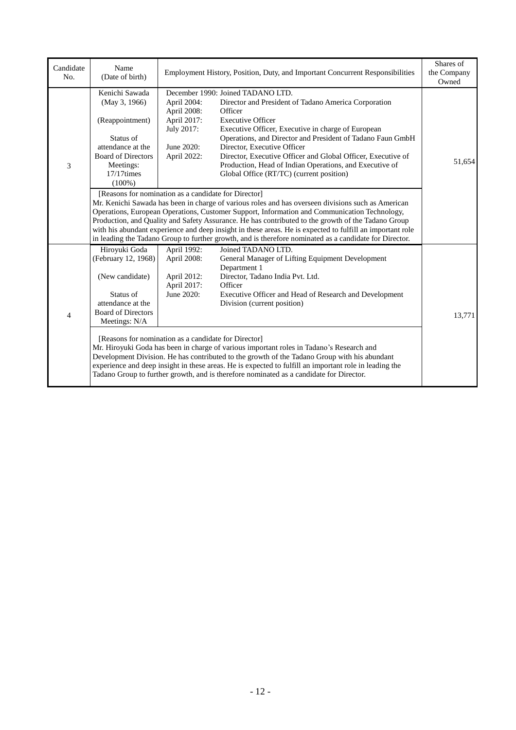| Candidate No. | Name (Date of birth) | Employment History, Position, Duty, and Important Concurrent Responsibilities | Shares of the Company Owned |
|---|---|---|---|
| 3 | Kenichi Sawada (May 3, 1966) (Reappointment) Status of attendance at the Board of Directors Meetings: 17/17times (100%) | December 1990: Joined TADANO LTD.<br>April 2004: Director and President of Tadano America Corporation<br>April 2008: Officer<br>April 2017: Executive Officer<br>July 2017: Executive Officer, Executive in charge of European Operations, and Director and President of Tadano Faun GmbH<br>June 2020: Director, Executive Officer<br>April 2022: Director, Executive Officer and Global Officer, Executive of Production, Head of Indian Operations, and Executive of Global Office (RT/TC) (current position) | 51,654 |
| | [Reasons for nomination as a candidate for Director]<br>Mr. Kenichi Sawada has been in charge of various roles and has overseen divisions such as American Operations, European Operations, Customer Support, Information and Communication Technology, Production, and Quality and Safety Assurance. He has contributed to the growth of the Tadano Group with his abundant experience and deep insight in these areas. He is expected to fulfill an important role in leading the Tadano Group to further growth, and is therefore nominated as a candidate for Director. | | |
| 4 | Hiroyuki Goda (February 12, 1968) (New candidate) Status of attendance at the Board of Directors Meetings: N/A | April 1992: Joined TADANO LTD.<br>April 2008: General Manager of Lifting Equipment Development Department 1<br>April 2012: Director, Tadano India Pvt. Ltd.<br>April 2017: Officer<br>June 2020: Executive Officer and Head of Research and Development Division (current position) | 13,771 |
| | [Reasons for nomination as a candidate for Director]<br>Mr. Hiroyuki Goda has been in charge of various important roles in Tadano's Research and Development Division. He has contributed to the growth of the Tadano Group with his abundant experience and deep insight in these areas. He is expected to fulfill an important role in leading the Tadano Group to further growth, and is therefore nominated as a candidate for Director. | | |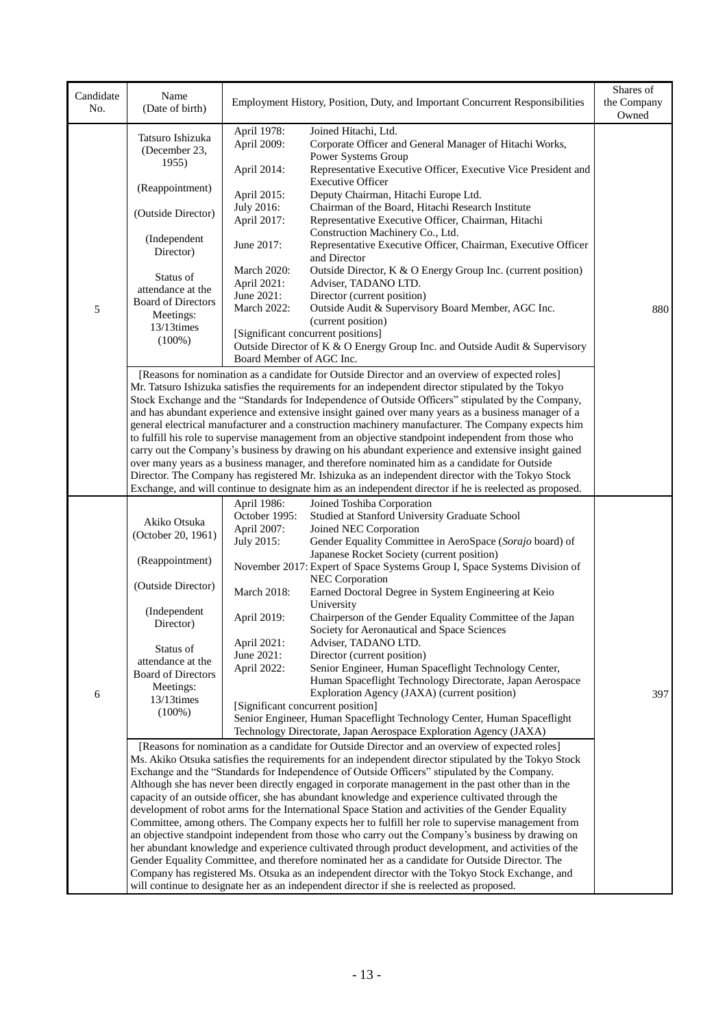| Candidate No. | Name (Date of birth) | Employment History, Position, Duty, and Important Concurrent Responsibilities | Shares of the Company Owned |
|---|---|---|---|
| 5 | Tatsuro Ishizuka (December 23, 1955)<br><br>(Reappointment)<br><br>(Outside Director)<br><br>(Independent Director)<br><br>Status of attendance at the Board of Directors Meetings: 13/13times (100%) | April 1978: Joined Hitachi, Ltd.<br>April 2009: Corporate Officer and General Manager of Hitachi Works, Power Systems Group<br>April 2014: Representative Executive Officer, Executive Vice President and Executive Officer<br>April 2015: Deputy Chairman, Hitachi Europe Ltd.<br>July 2016: Chairman of the Board, Hitachi Research Institute<br>April 2017: Representative Executive Officer, Chairman, Hitachi Construction Machinery Co., Ltd.<br>June 2017: Representative Executive Officer, Chairman, Executive Officer and Director<br>March 2020: Outside Director, K & O Energy Group Inc. (current position)<br>April 2021: Adviser, TADANO LTD.<br>June 2021: Director (current position)<br>March 2022: Outside Audit & Supervisory Board Member, AGC Inc. (current position)<br>[Significant concurrent positions]<br>Outside Director of K & O Energy Group Inc. and Outside Audit & Supervisory Board Member of AGC Inc. | 880 |
| | [Reasons for nomination as a candidate for Outside Director and an overview of expected roles]<br>Mr. Tatsuro Ishizuka satisfies the requirements for an independent director stipulated by the Tokyo Stock Exchange and the "Standards for Independence of Outside Officers" stipulated by the Company, and has abundant experience and extensive insight gained over many years as a business manager of a general electrical manufacturer and a construction machinery manufacturer. The Company expects him to fulfill his role to supervise management from an objective standpoint independent from those who carry out the Company's business by drawing on his abundant experience and extensive insight gained over many years as a business manager, and therefore nominated him as a candidate for Outside Director. The Company has registered Mr. Ishizuka as an independent director with the Tokyo Stock Exchange, and will continue to designate him as an independent director if he is reelected as proposed. | | |
| 6 | Akiko Otsuka (October 20, 1961)<br><br>(Reappointment)<br><br>(Outside Director)<br><br>(Independent Director)<br><br>Status of attendance at the Board of Directors Meetings: 13/13times (100%) | April 1986: Joined Toshiba Corporation<br>October 1995: Studied at Stanford University Graduate School<br>April 2007: Joined NEC Corporation<br>July 2015: Gender Equality Committee in AeroSpace (*Sorajo* board) of Japanese Rocket Society (current position)<br>November 2017: Expert of Space Systems Group I, Space Systems Division of NEC Corporation<br>March 2018: Earned Doctoral Degree in System Engineering at Keio University<br>April 2019: Chairperson of the Gender Equality Committee of the Japan Society for Aeronautical and Space Sciences<br>April 2021: Adviser, TADANO LTD.<br>June 2021: Director (current position)<br>April 2022: Senior Engineer, Human Spaceflight Technology Center, Human Spaceflight Technology Directorate, Japan Aerospace Exploration Agency (JAXA) (current position)<br>[Significant concurrent position]<br>Senior Engineer, Human Spaceflight Technology Center, Human Spaceflight Technology Directorate, Japan Aerospace Exploration Agency (JAXA) | 397 |
| | [Reasons for nomination as a candidate for Outside Director and an overview of expected roles]<br>Ms. Akiko Otsuka satisfies the requirements for an independent director stipulated by the Tokyo Stock Exchange and the "Standards for Independence of Outside Officers" stipulated by the Company. Although she has never been directly engaged in corporate management in the past other than in the capacity of an outside officer, she has abundant knowledge and experience cultivated through the development of robot arms for the International Space Station and activities of the Gender Equality Committee, among others. The Company expects her to fulfill her role to supervise management from an objective standpoint independent from those who carry out the Company's business by drawing on her abundant knowledge and experience cultivated through product development, and activities of the Gender Equality Committee, and therefore nominated her as a candidate for Outside Director. The Company has registered Ms. Otsuka as an independent director with the Tokyo Stock Exchange, and will continue to designate her as an independent director if she is reelected as proposed. | | |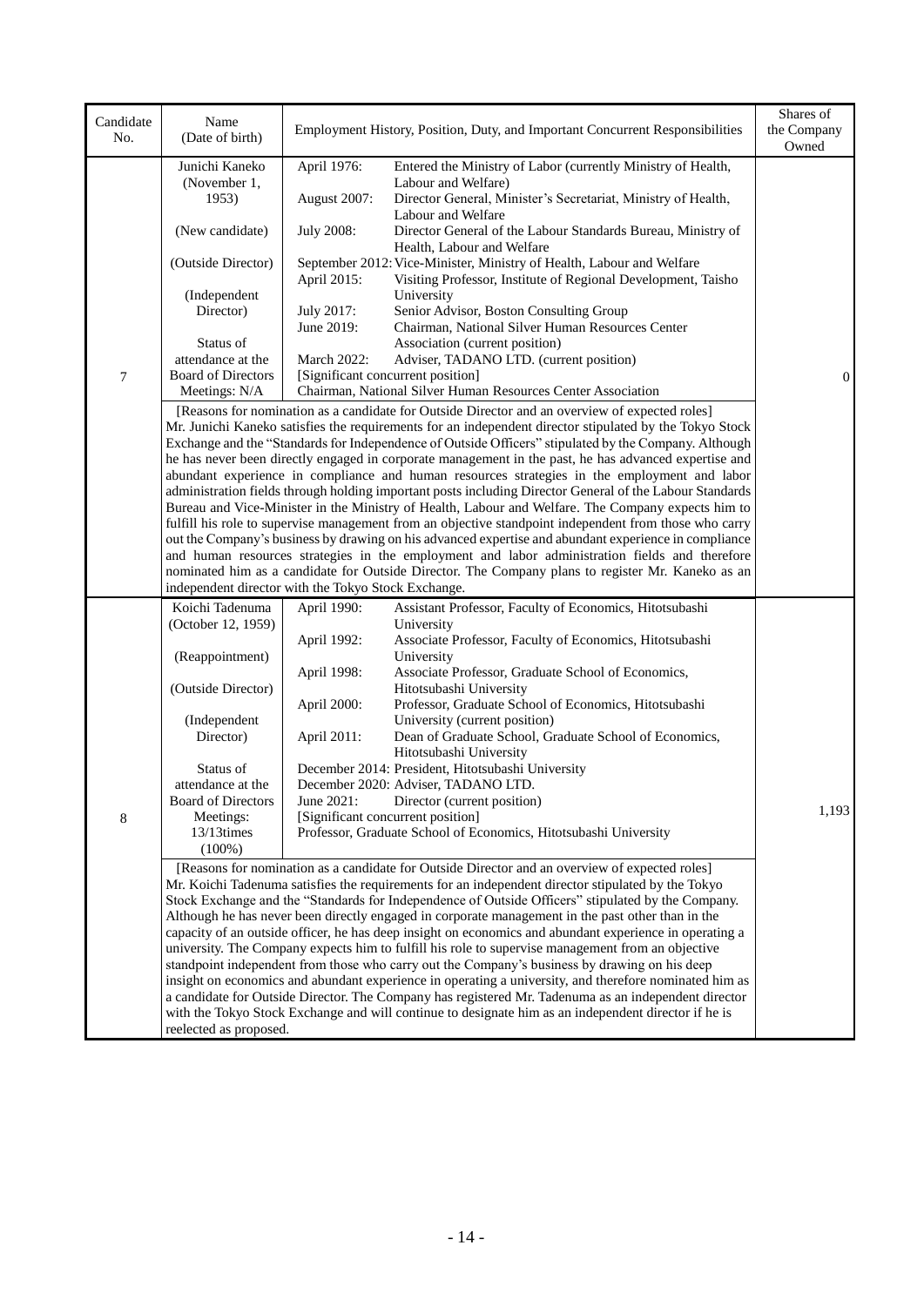| Candidate No. | Name (Date of birth) | Employment History, Position, Duty, and Important Concurrent Responsibilities | Shares of the Company Owned |
|---|---|---|---|
| 7 | Junichi Kaneko (November 1, 1953)<br><br>(New candidate)<br><br>(Outside Director)<br><br>(Independent Director)<br><br>Status of attendance at the Board of Directors Meetings: N/A | April 1976: Entered the Ministry of Labor (currently Ministry of Health, Labour and Welfare)<br>August 2007: Director General, Minister's Secretariat, Ministry of Health, Labour and Welfare<br>July 2008: Director General of the Labour Standards Bureau, Ministry of Health, Labour and Welfare<br>September 2012: Vice-Minister, Ministry of Health, Labour and Welfare<br>April 2015: Visiting Professor, Institute of Regional Development, Taisho University<br>July 2017: Senior Advisor, Boston Consulting Group<br>June 2019: Chairman, National Silver Human Resources Center Association (current position)<br>March 2022: Adviser, TADANO LTD. (current position)<br>[Significant concurrent position]<br>Chairman, National Silver Human Resources Center Association | 0 |
| | [Reasons for nomination as a candidate for Outside Director and an overview of expected roles]<br>Mr. Junichi Kaneko satisfies the requirements for an independent director stipulated by the Tokyo Stock Exchange and the "Standards for Independence of Outside Officers" stipulated by the Company. Although he has never been directly engaged in corporate management in the past, he has advanced expertise and abundant experience in compliance and human resources strategies in the employment and labor administration fields through holding important posts including Director General of the Labour Standards Bureau and Vice-Minister in the Ministry of Health, Labour and Welfare. The Company expects him to fulfill his role to supervise management from an objective standpoint independent from those who carry out the Company's business by drawing on his advanced expertise and abundant experience in compliance and human resources strategies in the employment and labor administration fields and therefore nominated him as a candidate for Outside Director. The Company plans to register Mr. Kaneko as an independent director with the Tokyo Stock Exchange. | | |
| 8 | Koichi Tadenuma (October 12, 1959)<br><br>(Reappointment)<br><br>(Outside Director)<br><br>(Independent Director)<br><br>Status of attendance at the Board of Directors Meetings: 13/13times (100%) | April 1990: Assistant Professor, Faculty of Economics, Hitotsubashi University<br>April 1992: Associate Professor, Faculty of Economics, Hitotsubashi University<br>April 1998: Associate Professor, Graduate School of Economics, Hitotsubashi University<br>April 2000: Professor, Graduate School of Economics, Hitotsubashi University (current position)<br>April 2011: Dean of Graduate School, Graduate School of Economics, Hitotsubashi University<br>December 2014: President, Hitotsubashi University<br>December 2020: Adviser, TADANO LTD.<br>June 2021: Director (current position)<br>[Significant concurrent position]<br>Professor, Graduate School of Economics, Hitotsubashi University | 1,193 |
| | [Reasons for nomination as a candidate for Outside Director and an overview of expected roles]<br>Mr. Koichi Tadenuma satisfies the requirements for an independent director stipulated by the Tokyo Stock Exchange and the "Standards for Independence of Outside Officers" stipulated by the Company. Although he has never been directly engaged in corporate management in the past other than in the capacity of an outside officer, he has deep insight on economics and abundant experience in operating a university. The Company expects him to fulfill his role to supervise management from an objective standpoint independent from those who carry out the Company's business by drawing on his deep insight on economics and abundant experience in operating a university, and therefore nominated him as a candidate for Outside Director. The Company has registered Mr. Tadenuma as an independent director with the Tokyo Stock Exchange and will continue to designate him as an independent director if he is reelected as proposed. | | |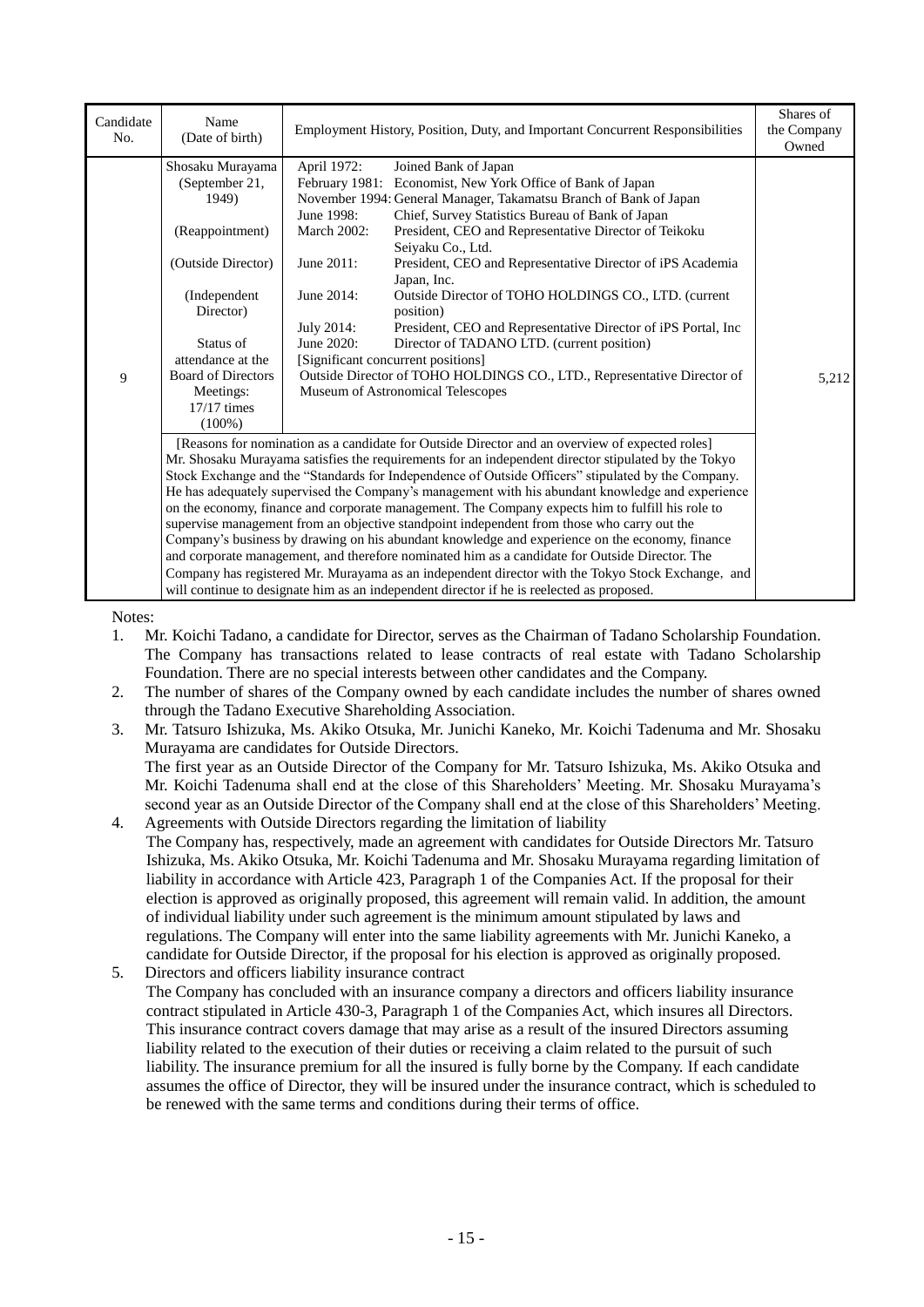| Candidate No. | Name (Date of birth) | Employment History, Position, Duty, and Important Concurrent Responsibilities | Shares of the Company Owned |
|---|---|---|---|
| 9 | Shosaku Murayama (September 21, 1949)<br><br>(Reappointment)<br><br>(Outside Director)<br><br>(Independent Director)<br><br>Status of attendance at the Board of Directors Meetings: 17/17 times (100%) | April 1972: Joined Bank of Japan<br>February 1981: Economist, New York Office of Bank of Japan<br>November 1994: General Manager, Takamatsu Branch of Bank of Japan<br>June 1998: Chief, Survey Statistics Bureau of Bank of Japan<br>March 2002: President, CEO and Representative Director of Teikoku Seiyaku Co., Ltd.<br>June 2011: President, CEO and Representative Director of iPS Academia Japan, Inc.<br>June 2014: Outside Director of TOHO HOLDINGS CO., LTD. (current position)<br>July 2014: President, CEO and Representative Director of iPS Portal, Inc<br>June 2020: Director of TADANO LTD. (current position)<br>[Significant concurrent positions]<br>Outside Director of TOHO HOLDINGS CO., LTD., Representative Director of Museum of Astronomical Telescopes | 5,212 |
| | [Reasons for nomination as a candidate for Outside Director and an overview of expected roles]<br>Mr. Shosaku Murayama satisfies the requirements for an independent director stipulated by the Tokyo Stock Exchange and the "Standards for Independence of Outside Officers" stipulated by the Company. He has adequately supervised the Company's management with his abundant knowledge and experience on the economy, finance and corporate management. The Company expects him to fulfill his role to supervise management from an objective standpoint independent from those who carry out the Company's business by drawing on his abundant knowledge and experience on the economy, finance and corporate management, and therefore nominated him as a candidate for Outside Director. The Company has registered Mr. Murayama as an independent director with the Tokyo Stock Exchange, and will continue to designate him as an independent director if he is reelected as proposed. | | |

Notes:

1. Mr. Koichi Tadano, a candidate for Director, serves as the Chairman of Tadano Scholarship Foundation. The Company has transactions related to lease contracts of real estate with Tadano Scholarship Foundation. There are no special interests between other candidates and the Company.
2. The number of shares of the Company owned by each candidate includes the number of shares owned through the Tadano Executive Shareholding Association.
3. Mr. Tatsuro Ishizuka, Ms. Akiko Otsuka, Mr. Junichi Kaneko, Mr. Koichi Tadenuma and Mr. Shosaku Murayama are candidates for Outside Directors.
   The first year as an Outside Director of the Company for Mr. Tatsuro Ishizuka, Ms. Akiko Otsuka and Mr. Koichi Tadenuma shall end at the close of this Shareholders' Meeting. Mr. Shosaku Murayama's second year as an Outside Director of the Company shall end at the close of this Shareholders' Meeting.
4. Agreements with Outside Directors regarding the limitation of liability
   The Company has, respectively, made an agreement with candidates for Outside Directors Mr. Tatsuro Ishizuka, Ms. Akiko Otsuka, Mr. Koichi Tadenuma and Mr. Shosaku Murayama regarding limitation of liability in accordance with Article 423, Paragraph 1 of the Companies Act. If the proposal for their election is approved as originally proposed, this agreement will remain valid. In addition, the amount of individual liability under such agreement is the minimum amount stipulated by laws and regulations. The Company will enter into the same liability agreements with Mr. Junichi Kaneko, a candidate for Outside Director, if the proposal for his election is approved as originally proposed.
5. Directors and officers liability insurance contract
   The Company has concluded with an insurance company a directors and officers liability insurance contract stipulated in Article 430-3, Paragraph 1 of the Companies Act, which insures all Directors. This insurance contract covers damage that may arise as a result of the insured Directors assuming liability related to the execution of their duties or receiving a claim related to the pursuit of such liability. The insurance premium for all the insured is fully borne by the Company. If each candidate assumes the office of Director, they will be insured under the insurance contract, which is scheduled to be renewed with the same terms and conditions during their terms of office.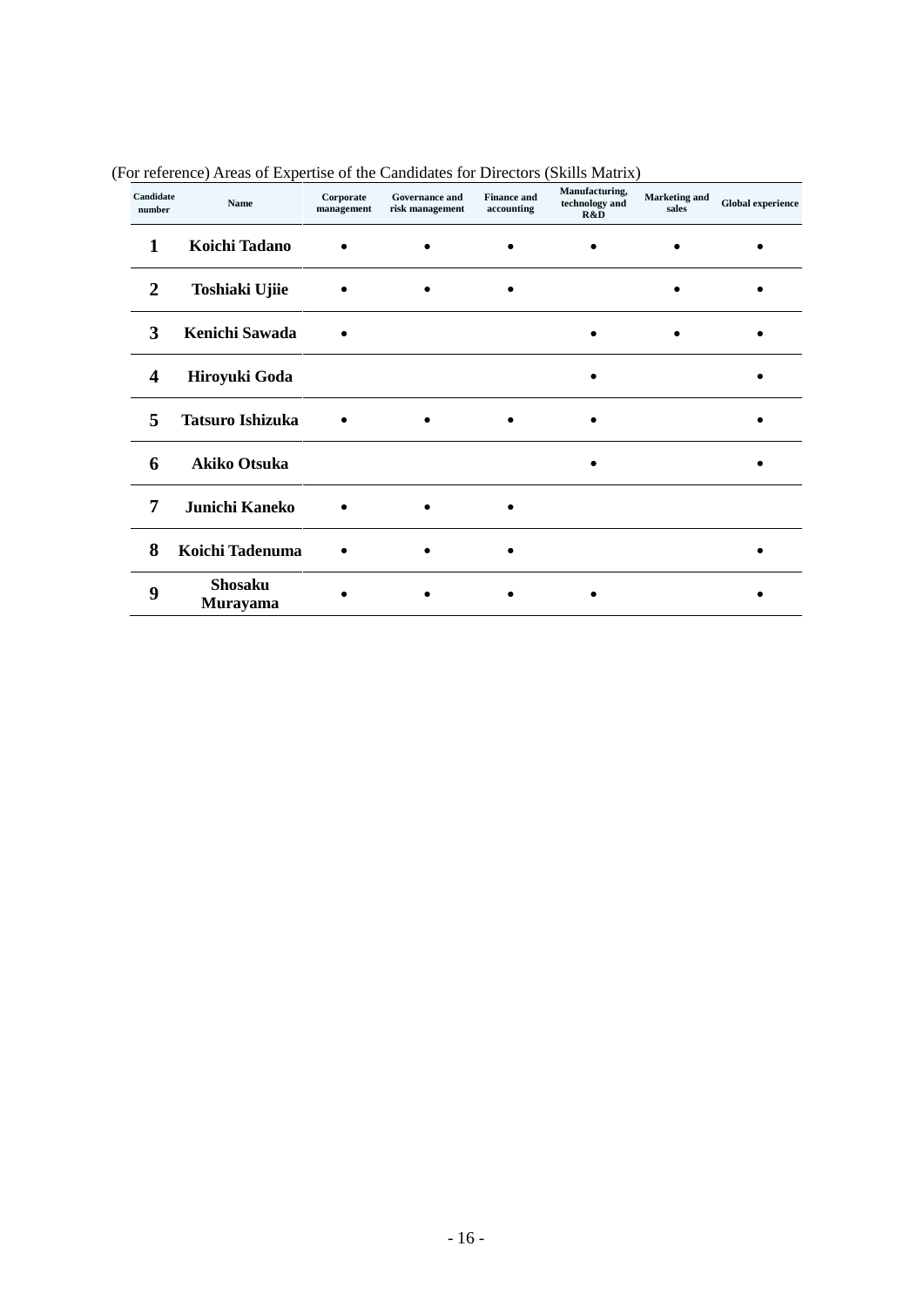(For reference) Areas of Expertise of the Candidates for Directors (Skills Matrix)

| Candidate number | Name | Corporate management | Governance and risk management | Finance and accounting | Manufacturing, technology and R&D | Marketing and sales | Global experience |
|---|---|---|---|---|---|---|---|
| 1 | Koichi Tadano | • | • | • | • | • | • |
| 2 | Toshiaki Ujiie | • | • | • | | • | • |
| 3 | Kenichi Sawada | • | | | • | • | • |
| 4 | Hiroyuki Goda | | | | • | | • |
| 5 | Tatsuro Ishizuka | • | • | • | • | | • |
| 6 | Akiko Otsuka | | | | • | | • |
| 7 | Junichi Kaneko | • | • | • | | | |
| 8 | Koichi Tadenuma | • | • | • | | | • |
| 9 | Shosaku Murayama | • | • | • | • | | • |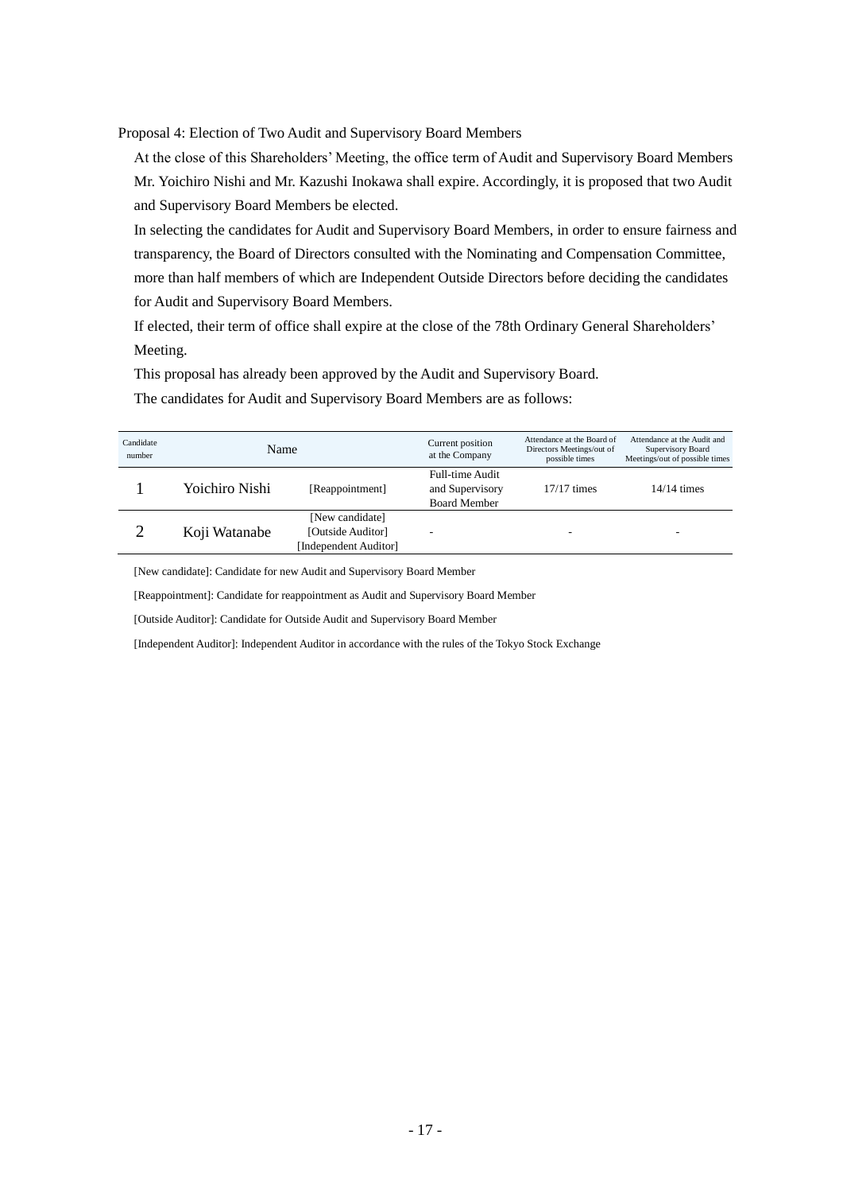Proposal 4: Election of Two Audit and Supervisory Board Members

At the close of this Shareholders' Meeting, the office term of Audit and Supervisory Board Members Mr. Yoichiro Nishi and Mr. Kazushi Inokawa shall expire. Accordingly, it is proposed that two Audit and Supervisory Board Members be elected.

In selecting the candidates for Audit and Supervisory Board Members, in order to ensure fairness and transparency, the Board of Directors consulted with the Nominating and Compensation Committee, more than half members of which are Independent Outside Directors before deciding the candidates for Audit and Supervisory Board Members.

If elected, their term of office shall expire at the close of the 78th Ordinary General Shareholders' Meeting.

This proposal has already been approved by the Audit and Supervisory Board.

The candidates for Audit and Supervisory Board Members are as follows:

| Candidate number | Name | | Current position at the Company | Attendance at the Board of Directors Meetings/out of possible times | Attendance at the Audit and Supervisory Board Meetings/out of possible times |
|---|---|---|---|---|---|
| 1 | Yoichiro Nishi | [Reappointment] | Full-time Audit and Supervisory Board Member | 17/17 times | 14/14 times |
| 2 | Koji Watanabe | [New candidate] [Outside Auditor] [Independent Auditor] | - | - | - |

[New candidate]: Candidate for new Audit and Supervisory Board Member

[Reappointment]: Candidate for reappointment as Audit and Supervisory Board Member

[Outside Auditor]: Candidate for Outside Audit and Supervisory Board Member

[Independent Auditor]: Independent Auditor in accordance with the rules of the Tokyo Stock Exchange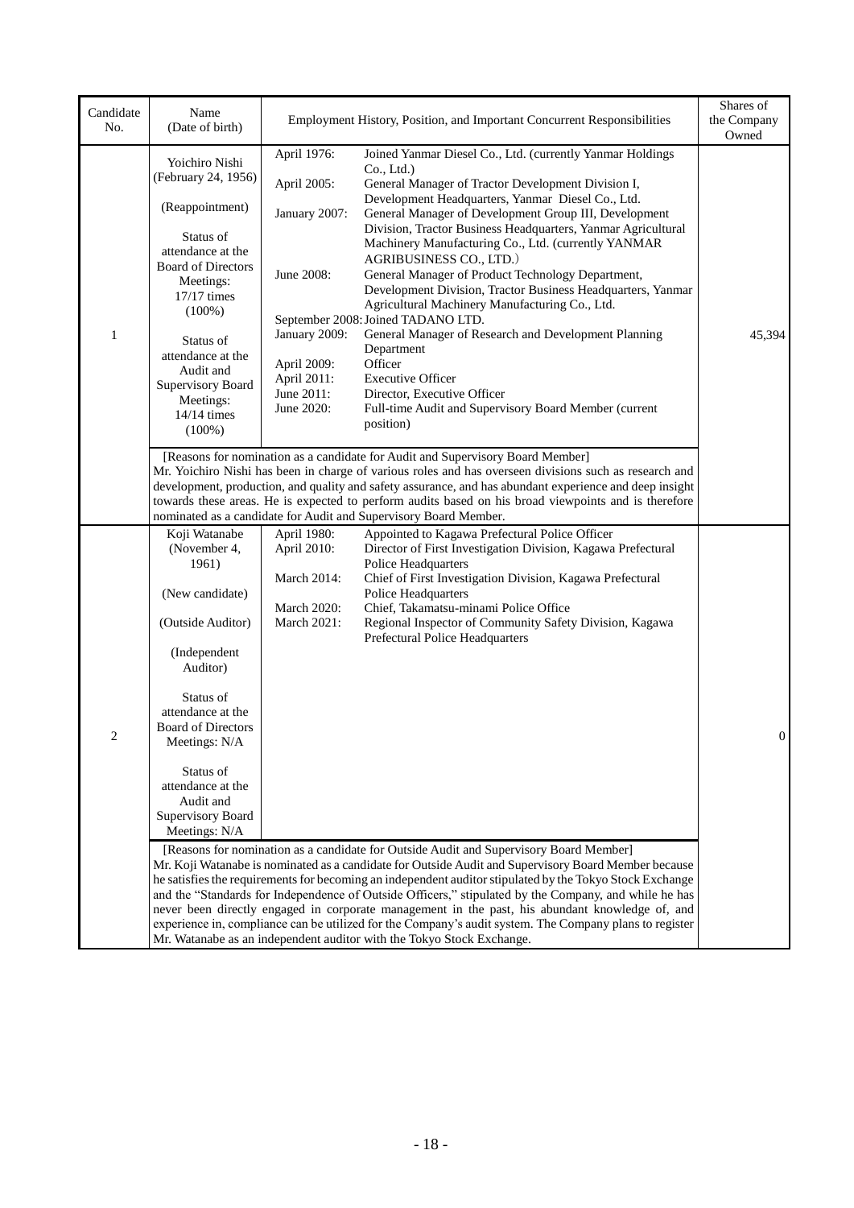| Candidate No. | Name (Date of birth) | Employment History, Position, and Important Concurrent Responsibilities | Shares of the Company Owned |
|---|---|---|---|
| 1 | Yoichiro Nishi (February 24, 1956)<br><br>(Reappointment)<br><br>Status of attendance at the Board of Directors Meetings: 17/17 times (100%)<br><br>Status of attendance at the Audit and Supervisory Board Meetings: 14/14 times (100%) | April 1976: Joined Yanmar Diesel Co., Ltd. (currently Yanmar Holdings Co., Ltd.)<br>April 2005: General Manager of Tractor Development Division I, Development Headquarters, Yanmar Diesel Co., Ltd.<br>January 2007: General Manager of Development Group III, Development Division, Tractor Business Headquarters, Yanmar Agricultural Machinery Manufacturing Co., Ltd. (currently YANMAR AGRIBUSINESS CO., LTD.)<br>June 2008: General Manager of Product Technology Department, Development Division, Tractor Business Headquarters, Yanmar Agricultural Machinery Manufacturing Co., Ltd.<br>September 2008: Joined TADANO LTD.<br>January 2009: General Manager of Research and Development Planning Department<br>April 2009: Officer<br>April 2011: Executive Officer<br>June 2011: Director, Executive Officer<br>June 2020: Full-time Audit and Supervisory Board Member (current position) | 45,394 |
| | [Reasons for nomination as a candidate for Audit and Supervisory Board Member]<br>Mr. Yoichiro Nishi has been in charge of various roles and has overseen divisions such as research and development, production, and quality and safety assurance, and has abundant experience and deep insight towards these areas. He is expected to perform audits based on his broad viewpoints and is therefore nominated as a candidate for Audit and Supervisory Board Member. | | |
| 2 | Koji Watanabe (November 4, 1961)<br><br>(New candidate)<br><br>(Outside Auditor)<br><br>(Independent Auditor)<br><br>Status of attendance at the Board of Directors Meetings: N/A<br><br>Status of attendance at the Audit and Supervisory Board Meetings: N/A | April 1980: Appointed to Kagawa Prefectural Police Officer<br>April 2010: Director of First Investigation Division, Kagawa Prefectural Police Headquarters<br>March 2014: Chief of First Investigation Division, Kagawa Prefectural Police Headquarters<br>March 2020: Chief, Takamatsu-minami Police Office<br>March 2021: Regional Inspector of Community Safety Division, Kagawa Prefectural Police Headquarters | 0 |
| | [Reasons for nomination as a candidate for Outside Audit and Supervisory Board Member]<br>Mr. Koji Watanabe is nominated as a candidate for Outside Audit and Supervisory Board Member because he satisfies the requirements for becoming an independent auditor stipulated by the Tokyo Stock Exchange and the "Standards for Independence of Outside Officers," stipulated by the Company, and while he has never been directly engaged in corporate management in the past, his abundant knowledge of, and experience in, compliance can be utilized for the Company's audit system. The Company plans to register Mr. Watanabe as an independent auditor with the Tokyo Stock Exchange. | | |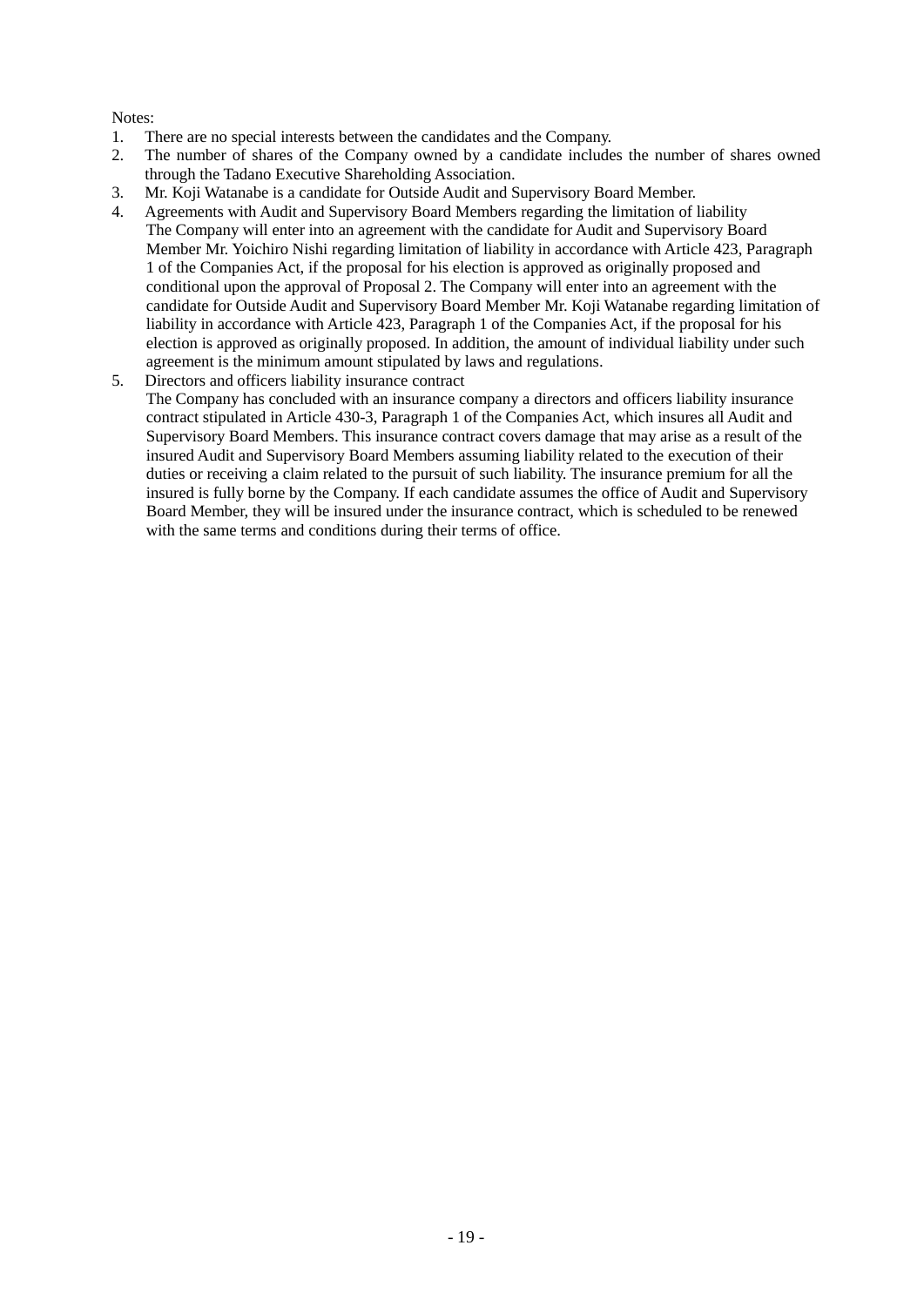Notes:

1. There are no special interests between the candidates and the Company.
2. The number of shares of the Company owned by a candidate includes the number of shares owned through the Tadano Executive Shareholding Association.
3. Mr. Koji Watanabe is a candidate for Outside Audit and Supervisory Board Member.
4. Agreements with Audit and Supervisory Board Members regarding the limitation of liability
   The Company will enter into an agreement with the candidate for Audit and Supervisory Board Member Mr. Yoichiro Nishi regarding limitation of liability in accordance with Article 423, Paragraph 1 of the Companies Act, if the proposal for his election is approved as originally proposed and conditional upon the approval of Proposal 2. The Company will enter into an agreement with the candidate for Outside Audit and Supervisory Board Member Mr. Koji Watanabe regarding limitation of liability in accordance with Article 423, Paragraph 1 of the Companies Act, if the proposal for his election is approved as originally proposed. In addition, the amount of individual liability under such agreement is the minimum amount stipulated by laws and regulations.
5. Directors and officers liability insurance contract
   The Company has concluded with an insurance company a directors and officers liability insurance contract stipulated in Article 430-3, Paragraph 1 of the Companies Act, which insures all Audit and Supervisory Board Members. This insurance contract covers damage that may arise as a result of the insured Audit and Supervisory Board Members assuming liability related to the execution of their duties or receiving a claim related to the pursuit of such liability. The insurance premium for all the insured is fully borne by the Company. If each candidate assumes the office of Audit and Supervisory Board Member, they will be insured under the insurance contract, which is scheduled to be renewed with the same terms and conditions during their terms of office.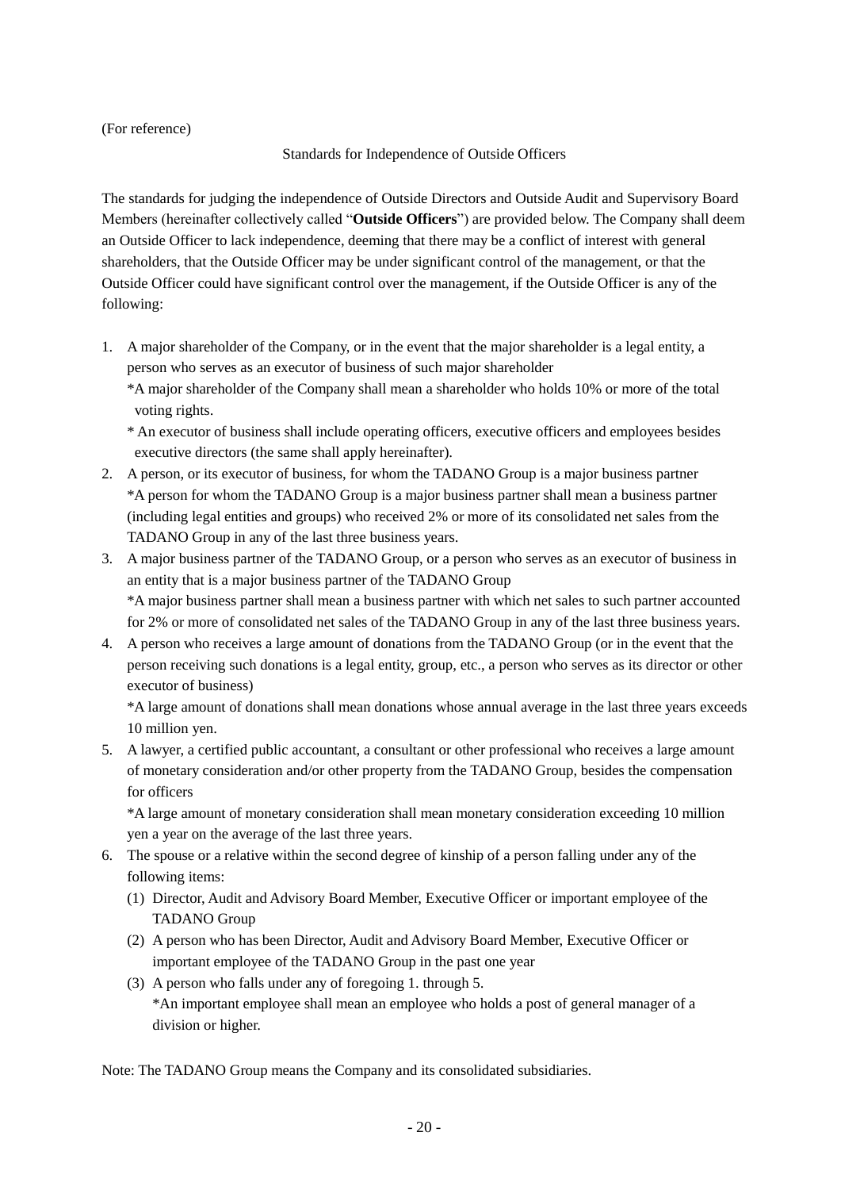(For reference)

## Standards for Independence of Outside Officers

The standards for judging the independence of Outside Directors and Outside Audit and Supervisory Board Members (hereinafter collectively called "**Outside Officers**") are provided below. The Company shall deem an Outside Officer to lack independence, deeming that there may be a conflict of interest with general shareholders, that the Outside Officer may be under significant control of the management, or that the Outside Officer could have significant control over the management, if the Outside Officer is any of the following:

1. A major shareholder of the Company, or in the event that the major shareholder is a legal entity, a person who serves as an executor of business of such major shareholder
   *A major shareholder of the Company shall mean a shareholder who holds 10% or more of the total voting rights.
   * An executor of business shall include operating officers, executive officers and employees besides executive directors (the same shall apply hereinafter).
2. A person, or its executor of business, for whom the TADANO Group is a major business partner
   *A person for whom the TADANO Group is a major business partner shall mean a business partner (including legal entities and groups) who received 2% or more of its consolidated net sales from the TADANO Group in any of the last three business years.
3. A major business partner of the TADANO Group, or a person who serves as an executor of business in an entity that is a major business partner of the TADANO Group
   *A major business partner shall mean a business partner with which net sales to such partner accounted for 2% or more of consolidated net sales of the TADANO Group in any of the last three business years.
4. A person who receives a large amount of donations from the TADANO Group (or in the event that the person receiving such donations is a legal entity, group, etc., a person who serves as its director or other executor of business)
   *A large amount of donations shall mean donations whose annual average in the last three years exceeds 10 million yen.
5. A lawyer, a certified public accountant, a consultant or other professional who receives a large amount of monetary consideration and/or other property from the TADANO Group, besides the compensation for officers
   *A large amount of monetary consideration shall mean monetary consideration exceeding 10 million yen a year on the average of the last three years.
6. The spouse or a relative within the second degree of kinship of a person falling under any of the following items:
   (1) Director, Audit and Advisory Board Member, Executive Officer or important employee of the TADANO Group
   (2) A person who has been Director, Audit and Advisory Board Member, Executive Officer or important employee of the TADANO Group in the past one year
   (3) A person who falls under any of foregoing 1. through 5.
   *An important employee shall mean an employee who holds a post of general manager of a division or higher.

Note: The TADANO Group means the Company and its consolidated subsidiaries.